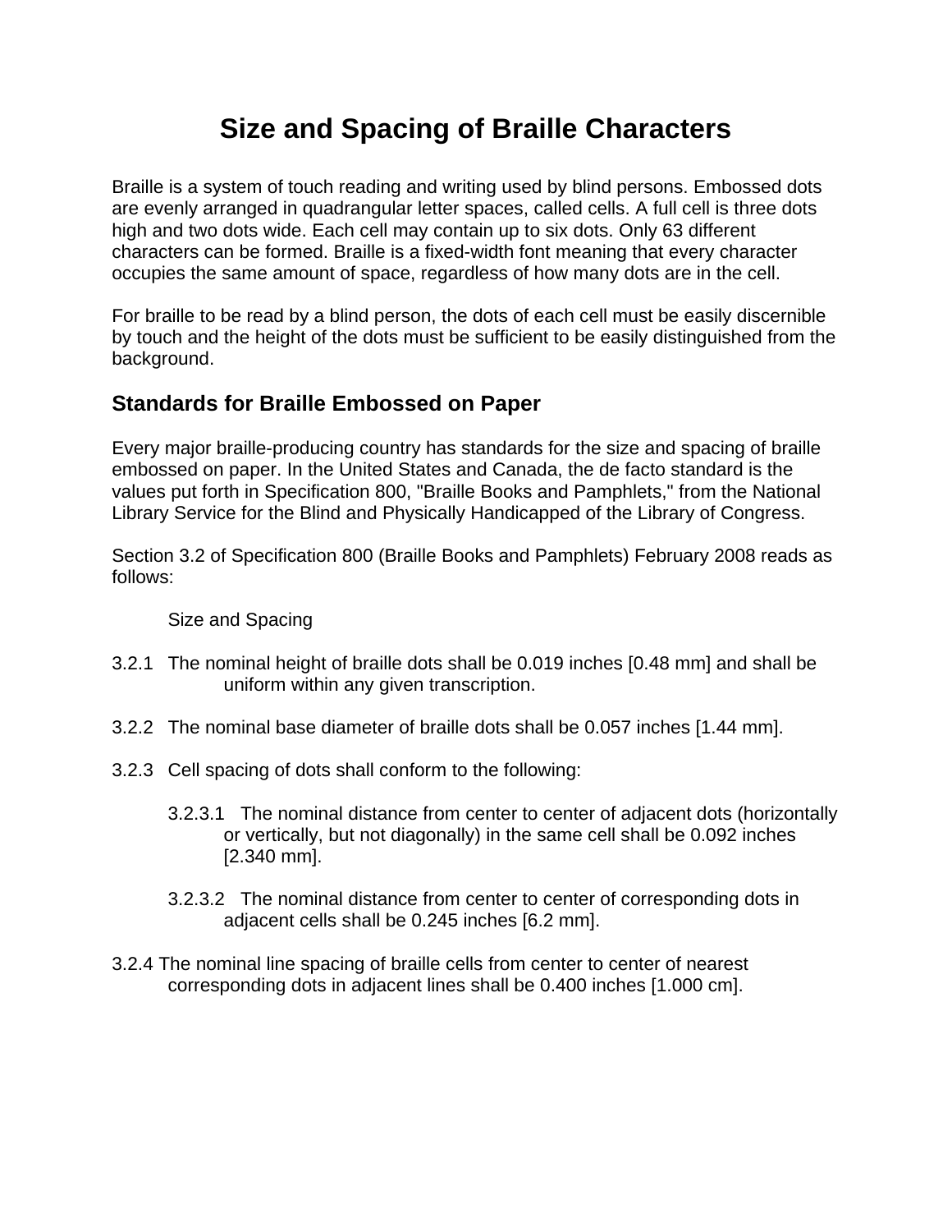# Size and Spacing of Braille Characters

Braille is a system of touch reading and writing used by blind persons. Embossed dots are evenly arranged in quadrangular letter spaces, called cells. A full cell is three dots high and two dots wide. Each cell may contain up to six dots. Only 63 different characters can be formed. Braille is a fixed-width font meaning that every character occupies the same amount of space, regardless of how many dots are in the cell.

For braille to be read by a blind person, the dots of each cell must be easily discernible by touch and the height of the dots must be sufficient to be easily distinguished from the background.

## Standards for Braille Embossed on Paper

Every major braille-producing country has standards for the size and spacing of braille embossed on paper. In the United States and Canada, the de facto standard is the values put forth in Specification 800, "Braille Books and Pamphlets," from the National Library Service for the Blind and Physically Handicapped of the Library of Congress.

Section 3.2 of Specification 800 (Braille Books and Pamphlets) February 2008 reads as follows:

Size and Spacing

3.2.1 The nominal height of braille dots shall be 0.019 inches [0.48 mm] and shall be uniform within any given transcription.

3.2.2 The nominal base diameter of braille dots shall be 0.057 inches [1.44 mm].

3.2.3 Cell spacing of dots shall conform to the following:

3.2.3.1 The nominal distance from center to center of adjacent dots (horizontally or vertically, but not diagonally) in the same cell shall be 0.092 inches [2.340 mm].

3.2.3.2 The nominal distance from center to center of corresponding dots in adjacent cells shall be 0.245 inches [6.2 mm].

3.2.4 The nominal line spacing of braille cells from center to center of nearest corresponding dots in adjacent lines shall be 0.400 inches [1.000 cm].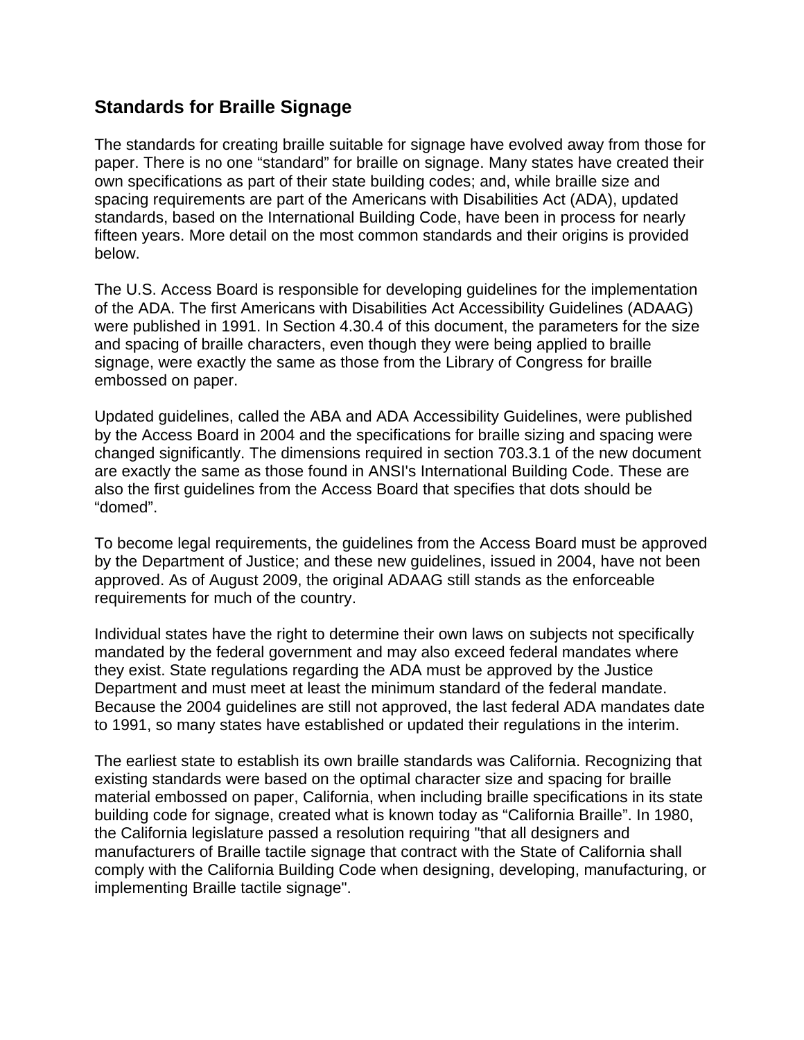## Standards for Braille Signage

The standards for creating braille suitable for signage have evolved away from those for paper. There is no one “standard” for braille on signage. Many states have created their own specifications as part of their state building codes; and, while braille size and spacing requirements are part of the Americans with Disabilities Act (ADA), updated standards, based on the International Building Code, have been in process for nearly fifteen years. More detail on the most common standards and their origins is provided below.

The U.S. Access Board is responsible for developing guidelines for the implementation of the ADA. The first Americans with Disabilities Act Accessibility Guidelines (ADAAG) were published in 1991. In Section 4.30.4 of this document, the parameters for the size and spacing of braille characters, even though they were being applied to braille signage, were exactly the same as those from the Library of Congress for braille embossed on paper.

Updated guidelines, called the ABA and ADA Accessibility Guidelines, were published by the Access Board in 2004 and the specifications for braille sizing and spacing were changed significantly. The dimensions required in section 703.3.1 of the new document are exactly the same as those found in ANSI's International Building Code. These are also the first guidelines from the Access Board that specifies that dots should be “domed”.

To become legal requirements, the guidelines from the Access Board must be approved by the Department of Justice; and these new guidelines, issued in 2004, have not been approved. As of August 2009, the original ADAAG still stands as the enforceable requirements for much of the country.

Individual states have the right to determine their own laws on subjects not specifically mandated by the federal government and may also exceed federal mandates where they exist. State regulations regarding the ADA must be approved by the Justice Department and must meet at least the minimum standard of the federal mandate. Because the 2004 guidelines are still not approved, the last federal ADA mandates date to 1991, so many states have established or updated their regulations in the interim.

The earliest state to establish its own braille standards was California. Recognizing that existing standards were based on the optimal character size and spacing for braille material embossed on paper, California, when including braille specifications in its state building code for signage, created what is known today as “California Braille”. In 1980, the California legislature passed a resolution requiring "that all designers and manufacturers of Braille tactile signage that contract with the State of California shall comply with the California Building Code when designing, developing, manufacturing, or implementing Braille tactile signage".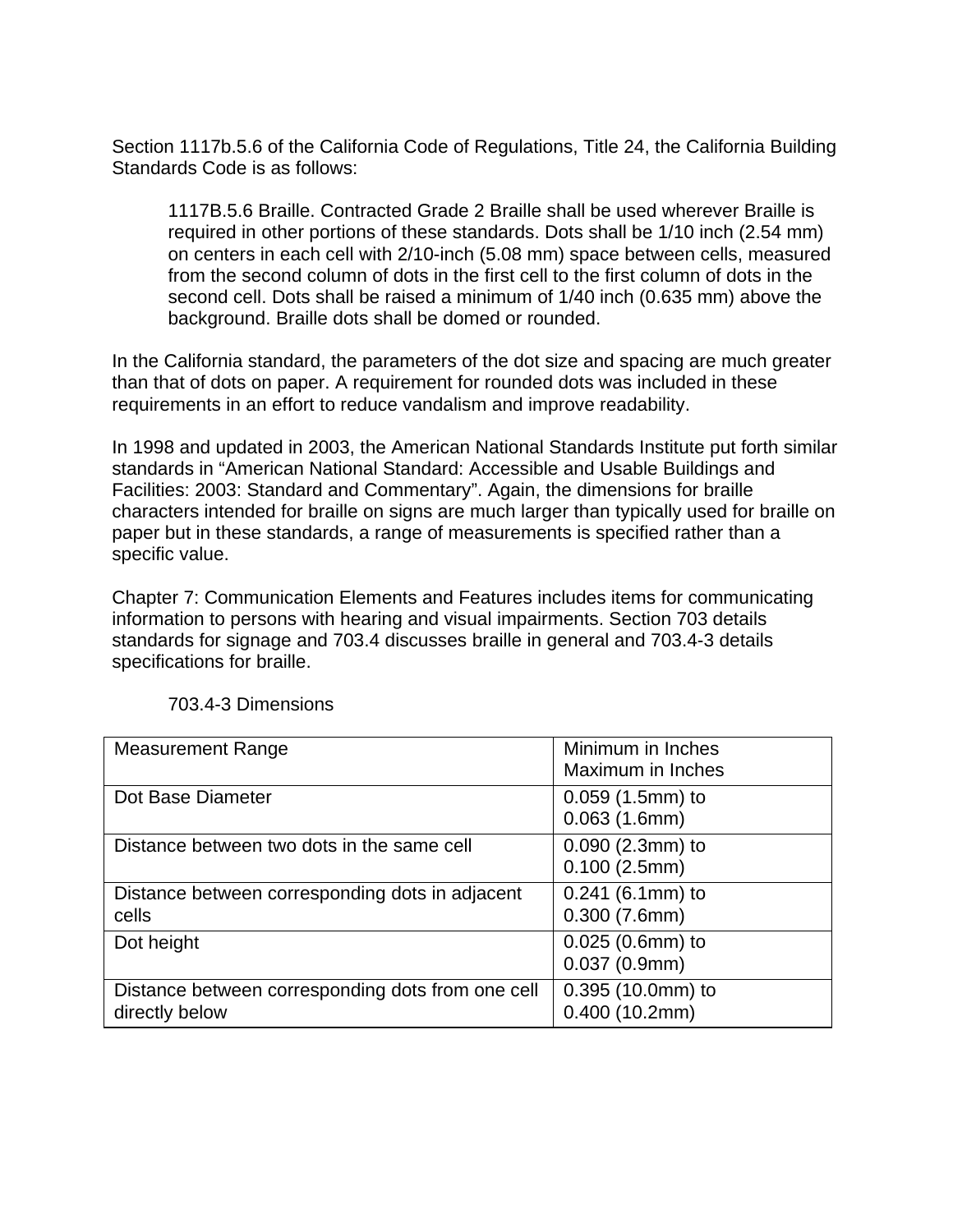Section 1117b.5.6 of the California Code of Regulations, Title 24, the California Building Standards Code is as follows:

> 1117B.5.6 Braille. Contracted Grade 2 Braille shall be used wherever Braille is required in other portions of these standards. Dots shall be 1/10 inch (2.54 mm) on centers in each cell with 2/10-inch (5.08 mm) space between cells, measured from the second column of dots in the first cell to the first column of dots in the second cell. Dots shall be raised a minimum of 1/40 inch (0.635 mm) above the background. Braille dots shall be domed or rounded.

In the California standard, the parameters of the dot size and spacing are much greater than that of dots on paper. A requirement for rounded dots was included in these requirements in an effort to reduce vandalism and improve readability.

In 1998 and updated in 2003, the American National Standards Institute put forth similar standards in "American National Standard: Accessible and Usable Buildings and Facilities: 2003: Standard and Commentary". Again, the dimensions for braille characters intended for braille on signs are much larger than typically used for braille on paper but in these standards, a range of measurements is specified rather than a specific value.

Chapter 7: Communication Elements and Features includes items for communicating information to persons with hearing and visual impairments. Section 703 details standards for signage and 703.4 discusses braille in general and 703.4-3 details specifications for braille.

703.4-3 Dimensions

| Measurement Range | Minimum in Inches<br>Maximum in Inches |
|---|---|
| Dot Base Diameter | 0.059 (1.5mm) to<br>0.063 (1.6mm) |
| Distance between two dots in the same cell | 0.090 (2.3mm) to<br>0.100 (2.5mm) |
| Distance between corresponding dots in adjacent cells | 0.241 (6.1mm) to<br>0.300 (7.6mm) |
| Dot height | 0.025 (0.6mm) to<br>0.037 (0.9mm) |
| Distance between corresponding dots from one cell directly below | 0.395 (10.0mm) to<br>0.400 (10.2mm) |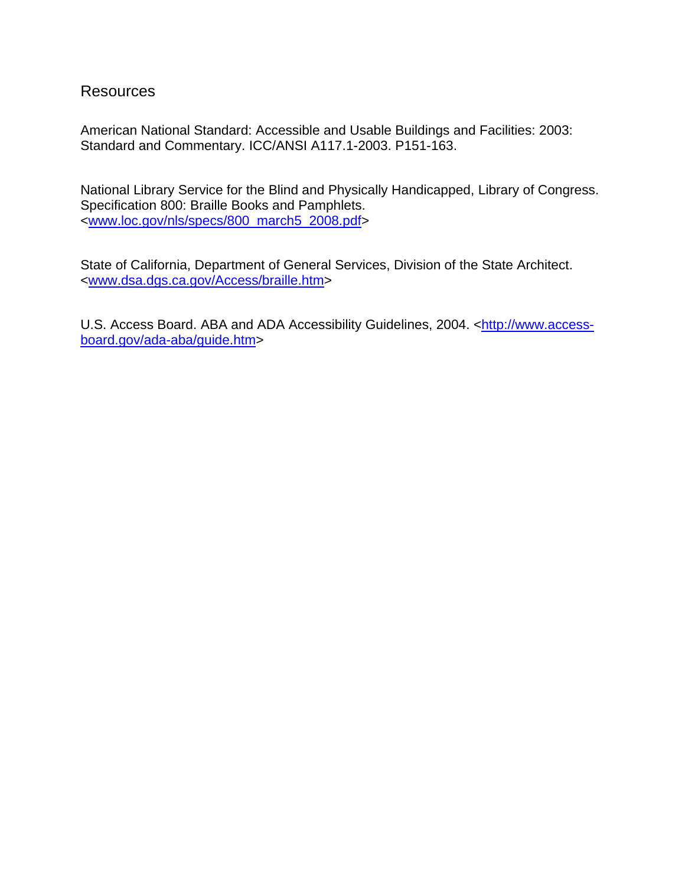# Resources

American National Standard: Accessible and Usable Buildings and Facilities: 2003: Standard and Commentary. ICC/ANSI A117.1-2003. P151-163.

National Library Service for the Blind and Physically Handicapped, Library of Congress. Specification 800: Braille Books and Pamphlets. <www.loc.gov/nls/specs/800_march5_2008.pdf>

State of California, Department of General Services, Division of the State Architect. <www.dsa.dgs.ca.gov/Access/braille.htm>

U.S. Access Board. ABA and ADA Accessibility Guidelines, 2004. <http://www.access-board.gov/ada-aba/guide.htm>